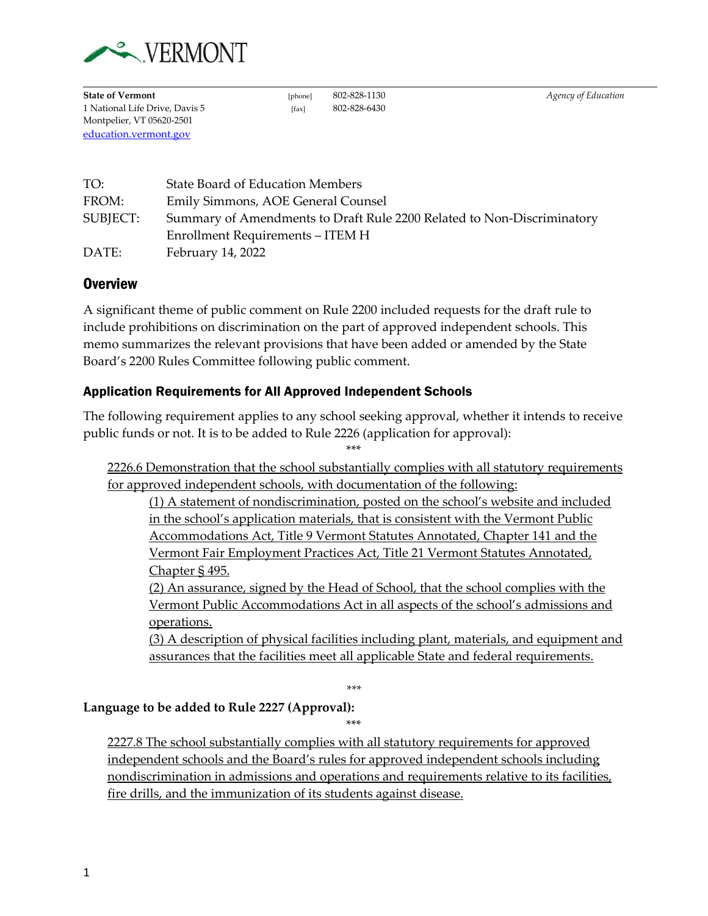# VERMONT

**State of Vermont**
1 National Life Drive, Davis 5
Montpelier, VT 05620-2501
education.vermont.gov

[phone] 802-828-1130
[fax] 802-828-6430

*Agency of Education*

| | |
|---|---|
| TO: | State Board of Education Members |
| FROM: | Emily Simmons, AOE General Counsel |
| SUBJECT: | Summary of Amendments to Draft Rule 2200 Related to Non-Discriminatory Enrollment Requirements – ITEM H |
| DATE: | February 14, 2022 |

## Overview

A significant theme of public comment on Rule 2200 included requests for the draft rule to include prohibitions on discrimination on the part of approved independent schools. This memo summarizes the relevant provisions that have been added or amended by the State Board's 2200 Rules Committee following public comment.

### Application Requirements for All Approved Independent Schools

The following requirement applies to any school seeking approval, whether it intends to receive public funds or not. It is to be added to Rule 2226 (application for approval):

\*\*\*

<u>2226.6 Demonstration that the school substantially complies with all statutory requirements for approved independent schools, with documentation of the following:</u>

> <u>(1) A statement of nondiscrimination, posted on the school's website and included in the school's application materials, that is consistent with the Vermont Public Accommodations Act, Title 9 Vermont Statutes Annotated, Chapter 141 and the Vermont Fair Employment Practices Act, Title 21 Vermont Statutes Annotated, Chapter § 495.</u>
>
> <u>(2) An assurance, signed by the Head of School, that the school complies with the Vermont Public Accommodations Act in all aspects of the school's admissions and operations.</u>
>
> <u>(3) A description of physical facilities including plant, materials, and equipment and assurances that the facilities meet all applicable State and federal requirements.</u>

\*\*\*

**Language to be added to Rule 2227 (Approval):**

\*\*\*

<u>2227.8 The school substantially complies with all statutory requirements for approved independent schools and the Board's rules for approved independent schools including nondiscrimination in admissions and operations and requirements relative to its facilities, fire drills, and the immunization of its students against disease.</u>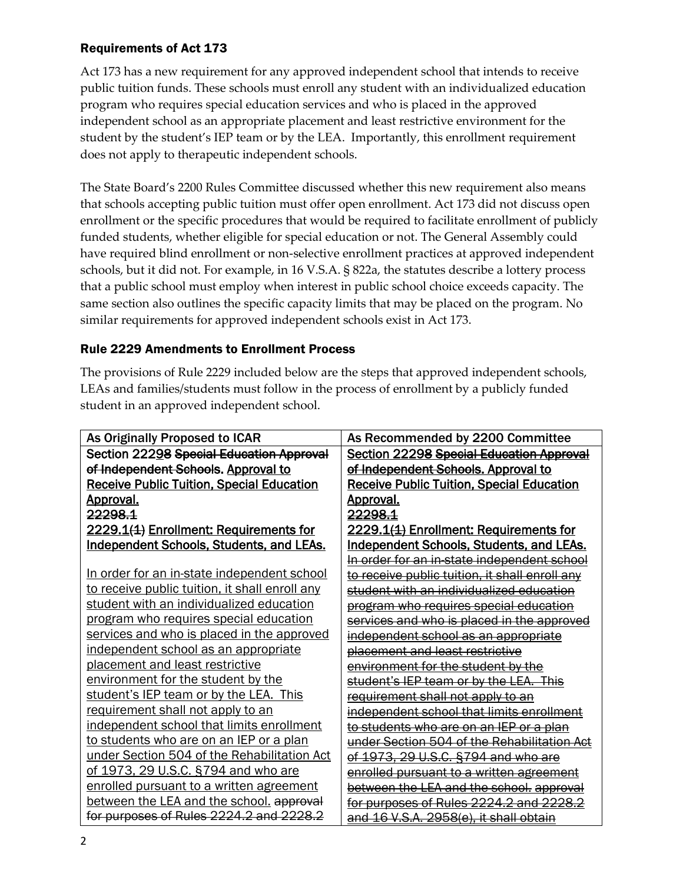### Requirements of Act 173

Act 173 has a new requirement for any approved independent school that intends to receive public tuition funds. These schools must enroll any student with an individualized education program who requires special education services and who is placed in the approved independent school as an appropriate placement and least restrictive environment for the student by the student's IEP team or by the LEA. Importantly, this enrollment requirement does not apply to therapeutic independent schools.

The State Board's 2200 Rules Committee discussed whether this new requirement also means that schools accepting public tuition must offer open enrollment. Act 173 did not discuss open enrollment or the specific procedures that would be required to facilitate enrollment of publicly funded students, whether eligible for special education or not. The General Assembly could have required blind enrollment or non-selective enrollment practices at approved independent schools, but it did not. For example, in 16 V.S.A. § 822a, the statutes describe a lottery process that a public school must employ when interest in public school choice exceeds capacity. The same section also outlines the specific capacity limits that may be placed on the program. No similar requirements for approved independent schools exist in Act 173.

### Rule 2229 Amendments to Enrollment Process

The provisions of Rule 2229 included below are the steps that approved independent schools, LEAs and families/students must follow in the process of enrollment by a publicly funded student in an approved independent school.

| As Originally Proposed to ICAR | As Recommended by 2200 Committee |
|---|---|
| **Section 222<u>9</u>~~8~~ ~~Special Education Approval of Independent Schools.~~ <u>Approval to Receive Public Tuition, Special Education Approval.</u>**<br>**~~22298.1~~**<br>**<u>2229.1</u>~~(1)~~ <u>Enrollment: Requirements for Independent Schools, Students, and LEAs.</u>**<br><br><u>In order for an in-state independent school to receive public tuition, it shall enroll any student with an individualized education program who requires special education services and who is placed in the approved independent school as an appropriate placement and least restrictive environment for the student by the student's IEP team or by the LEA. This requirement shall not apply to an independent school that limits enrollment to students who are on an IEP or a plan under Section 504 of the Rehabilitation Act of 1973, 29 U.S.C. §794 and who are enrolled pursuant to a written agreement between the LEA and the school.</u> ~~approval for purposes of Rules 2224.2 and 2228.2~~ | **Section 222<u>9</u>~~8~~ ~~Special Education Approval of Independent Schools.~~ <u>Approval to Receive Public Tuition, Special Education Approval.</u>**<br>**~~22298.1~~**<br>**<u>2229.1</u>~~(1)~~ <u>Enrollment: Requirements for Independent Schools, Students, and LEAs.</u>**<br><u>~~In order for an in-state independent school to receive public tuition, it shall enroll any student with an individualized education program who requires special education services and who is placed in the approved independent school as an appropriate placement and least restrictive environment for the student by the student's IEP team or by the LEA. This requirement shall not apply to an independent school that limits enrollment to students who are on an IEP or a plan under Section 504 of the Rehabilitation Act of 1973, 29 U.S.C. §794 and who are enrolled pursuant to a written agreement between the LEA and the school. approval for purposes of Rules 2224.2 and 2228.2 and 16 V.S.A. 2958(e), it shall obtain~~</u> |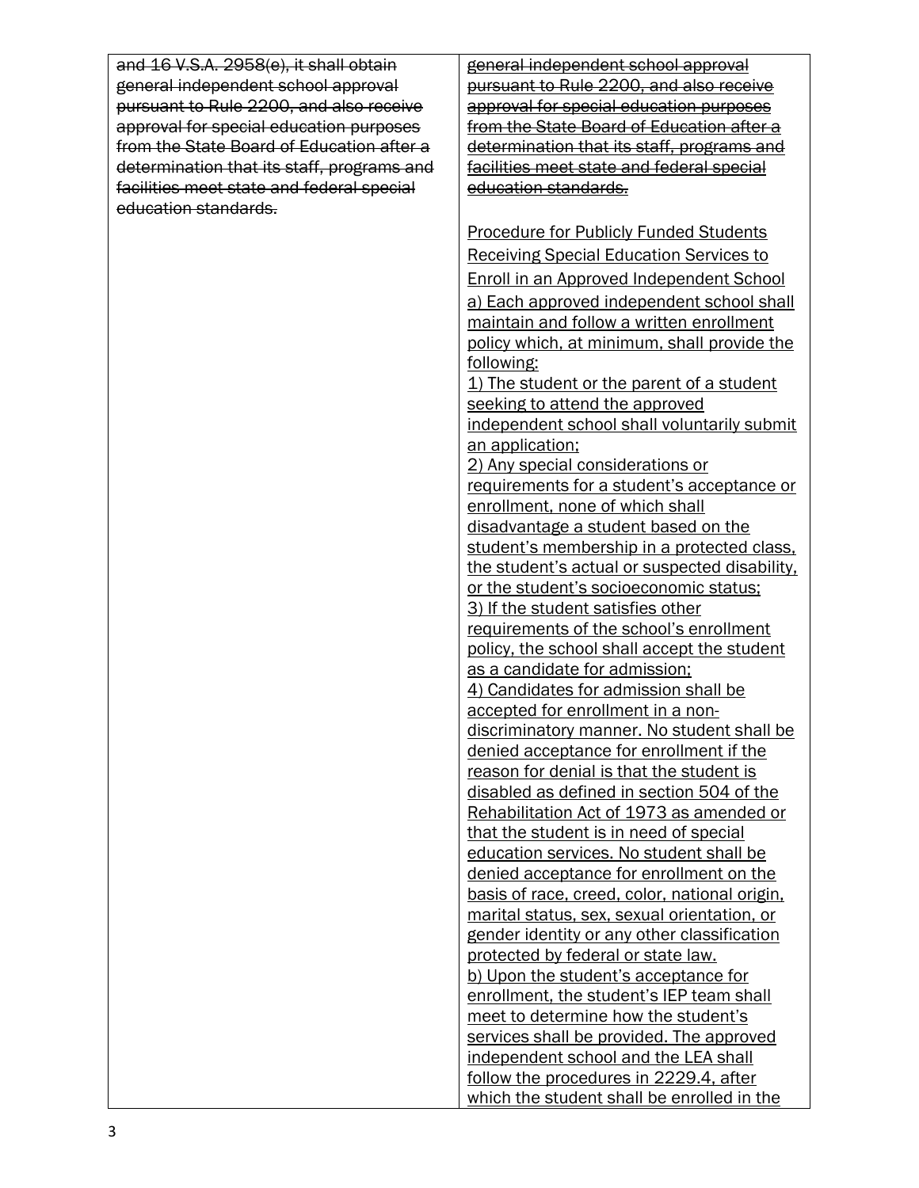| | |
|---|---|
| ~~and 16 V.S.A. 2958(e), it shall obtain general independent school approval pursuant to Rule 2200, and also receive approval for special education purposes from the State Board of Education after a determination that its staff, programs and facilities meet state and federal special education standards.~~ | ~~general independent school approval pursuant to Rule 2200, and also receive approval for special education purposes from the State Board of Education after a determination that its staff, programs and facilities meet state and federal special education standards.~~<br><br><u>Procedure for Publicly Funded Students Receiving Special Education Services to Enroll in an Approved Independent School</u><br><u>a) Each approved independent school shall maintain and follow a written enrollment policy which, at minimum, shall provide the following:</u><br><u>1) The student or the parent of a student seeking to attend the approved independent school shall voluntarily submit an application;</u><br><u>2) Any special considerations or requirements for a student's acceptance or enrollment, none of which shall disadvantage a student based on the student's membership in a protected class, the student's actual or suspected disability, or the student's socioeconomic status;</u><br><u>3) If the student satisfies other requirements of the school's enrollment policy, the school shall accept the student as a candidate for admission;</u><br><u>4) Candidates for admission shall be accepted for enrollment in a non-discriminatory manner. No student shall be denied acceptance for enrollment if the reason for denial is that the student is disabled as defined in section 504 of the Rehabilitation Act of 1973 as amended or that the student is in need of special education services. No student shall be denied acceptance for enrollment on the basis of race, creed, color, national origin, marital status, sex, sexual orientation, or gender identity or any other classification protected by federal or state law.</u><br><u>b) Upon the student's acceptance for enrollment, the student's IEP team shall meet to determine how the student's services shall be provided. The approved independent school and the LEA shall follow the procedures in 2229.4, after which the student shall be enrolled in the</u> |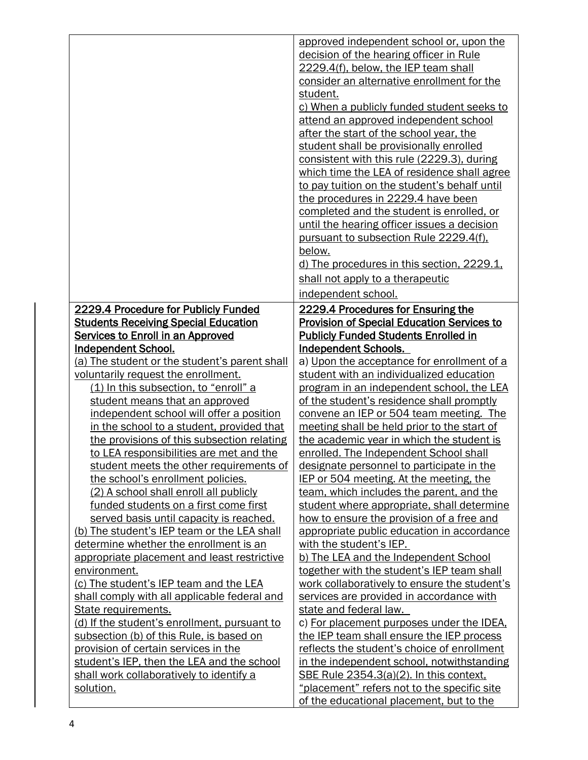| | |
|---|---|
| | approved independent school or, upon the decision of the hearing officer in Rule 2229.4(f), below, the IEP team shall consider an alternative enrollment for the student.<br>c) When a publicly funded student seeks to attend an approved independent school after the start of the school year, the student shall be provisionally enrolled consistent with this rule (2229.3), during which time the LEA of residence shall agree to pay tuition on the student's behalf until the procedures in 2229.4 have been completed and the student is enrolled, or until the hearing officer issues a decision pursuant to subsection Rule 2229.4(f), below.<br>d) The procedures in this section, 2229.1, shall not apply to a therapeutic independent school. |
| **2229.4 Procedure for Publicly Funded Students Receiving Special Education Services to Enroll in an Approved Independent School.**<br>(a) The student or the student's parent shall voluntarily request the enrollment.<br>(1) In this subsection, to "enroll" a student means that an approved independent school will offer a position in the school to a student, provided that the provisions of this subsection relating to LEA responsibilities are met and the student meets the other requirements of the school's enrollment policies.<br>(2) A school shall enroll all publicly funded students on a first come first served basis until capacity is reached.<br>(b) The student's IEP team or the LEA shall determine whether the enrollment is an appropriate placement and least restrictive environment.<br>(c) The student's IEP team and the LEA shall comply with all applicable federal and State requirements.<br>(d) If the student's enrollment, pursuant to subsection (b) of this Rule, is based on provision of certain services in the student's IEP, then the LEA and the school shall work collaboratively to identify a solution. | **2229.4 Procedures for Ensuring the Provision of Special Education Services to Publicly Funded Students Enrolled in Independent Schools.**<br>a) Upon the acceptance for enrollment of a student with an individualized education program in an independent school, the LEA of the student's residence shall promptly convene an IEP or 504 team meeting. The meeting shall be held prior to the start of the academic year in which the student is enrolled. The Independent School shall designate personnel to participate in the IEP or 504 meeting. At the meeting, the team, which includes the parent, and the student where appropriate, shall determine how to ensure the provision of a free and appropriate public education in accordance with the student's IEP.<br>b) The LEA and the Independent School together with the student's IEP team shall work collaboratively to ensure the student's services are provided in accordance with state and federal law.<br>c) For placement purposes under the IDEA, the IEP team shall ensure the IEP process reflects the student's choice of enrollment in the independent school, notwithstanding SBE Rule 2354.3(a)(2). In this context, "placement" refers not to the specific site of the educational placement, but to the |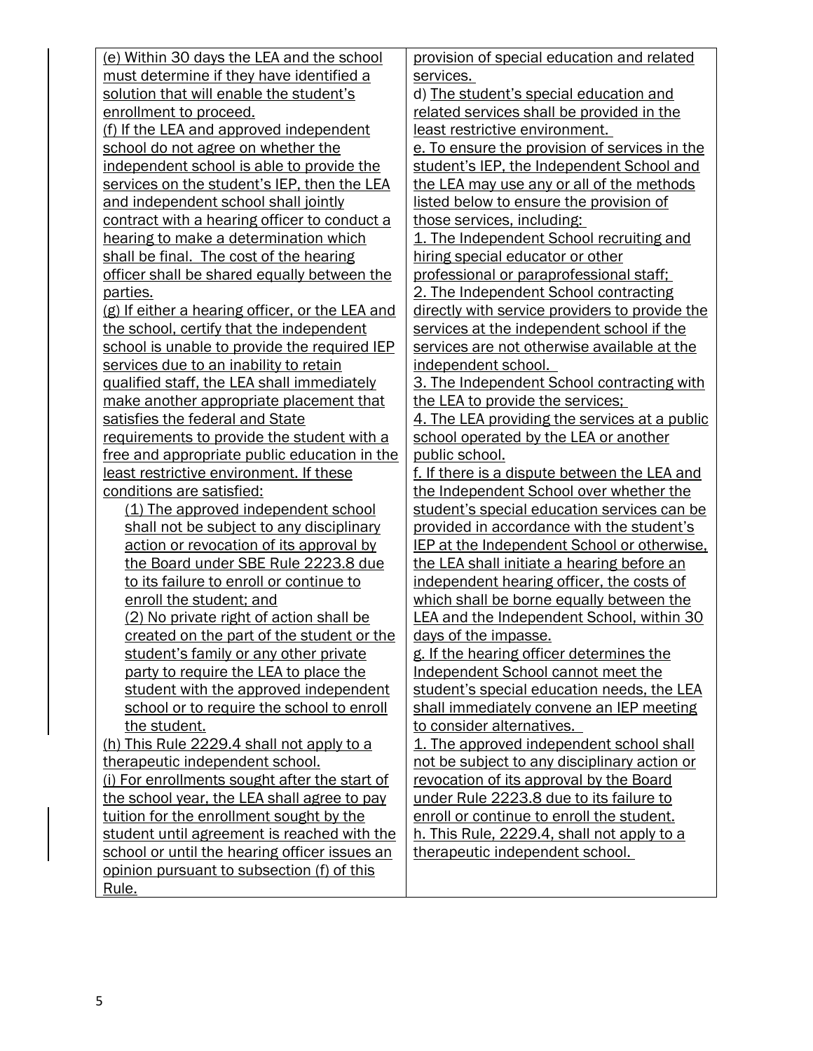| | |
|---|---|
| (e) Within 30 days the LEA and the school must determine if they have identified a solution that will enable the student's enrollment to proceed.<br>(f) If the LEA and approved independent school do not agree on whether the independent school is able to provide the services on the student's IEP, then the LEA and independent school shall jointly contract with a hearing officer to conduct a hearing to make a determination which shall be final. The cost of the hearing officer shall be shared equally between the parties.<br>(g) If either a hearing officer, or the LEA and the school, certify that the independent school is unable to provide the required IEP services due to an inability to retain qualified staff, the LEA shall immediately make another appropriate placement that satisfies the federal and State requirements to provide the student with a free and appropriate public education in the least restrictive environment. If these conditions are satisfied:<br>(1) The approved independent school shall not be subject to any disciplinary action or revocation of its approval by the Board under SBE Rule 2223.8 due to its failure to enroll or continue to enroll the student; and<br>(2) No private right of action shall be created on the part of the student or the student's family or any other private party to require the LEA to place the student with the approved independent school or to require the school to enroll the student.<br>(h) This Rule 2229.4 shall not apply to a therapeutic independent school.<br>(i) For enrollments sought after the start of the school year, the LEA shall agree to pay tuition for the enrollment sought by the student until agreement is reached with the school or until the hearing officer issues an opinion pursuant to subsection (f) of this Rule. | provision of special education and related services.<br>d) The student's special education and related services shall be provided in the least restrictive environment.<br>e. To ensure the provision of services in the student's IEP, the Independent School and the LEA may use any or all of the methods listed below to ensure the provision of those services, including:<br>1. The Independent School recruiting and hiring special educator or other professional or paraprofessional staff;<br>2. The Independent School contracting directly with service providers to provide the services at the independent school if the services are not otherwise available at the independent school.<br>3. The Independent School contracting with the LEA to provide the services;<br>4. The LEA providing the services at a public school operated by the LEA or another public school.<br>f. If there is a dispute between the LEA and the Independent School over whether the student's special education services can be provided in accordance with the student's IEP at the Independent School or otherwise, the LEA shall initiate a hearing before an independent hearing officer, the costs of which shall be borne equally between the LEA and the Independent School, within 30 days of the impasse.<br>g. If the hearing officer determines the Independent School cannot meet the student's special education needs, the LEA shall immediately convene an IEP meeting to consider alternatives.<br>1. The approved independent school shall not be subject to any disciplinary action or revocation of its approval by the Board under Rule 2223.8 due to its failure to enroll or continue to enroll the student.<br>h. This Rule, 2229.4, shall not apply to a therapeutic independent school. |